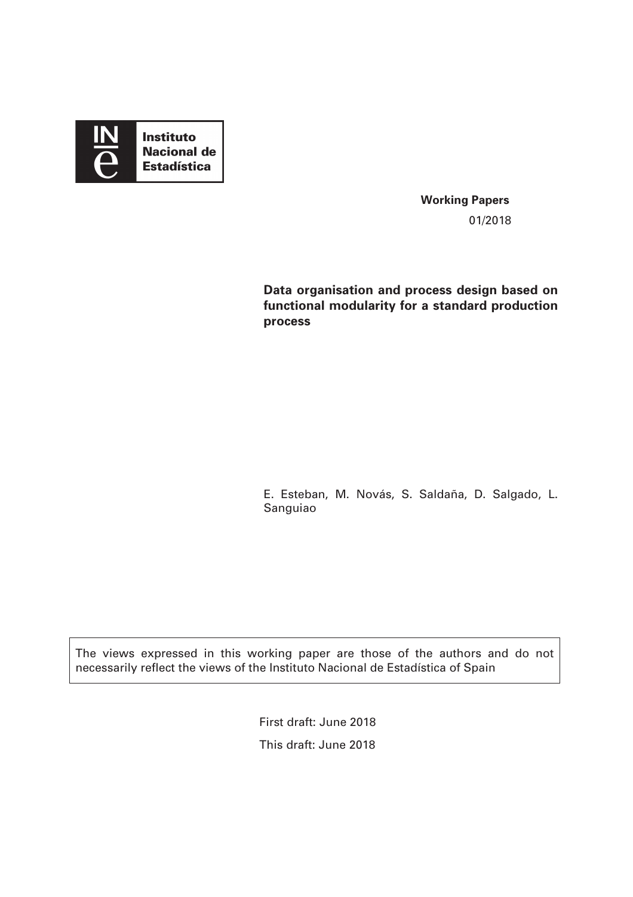**Instituto Nacional de Estadística**

**Working Papers**

01/2018

# Data organisation and process design based on functional modularity for a standard production process

E. Esteban, M. Novás, S. Saldaña, D. Salgado, L. Sanguiao

The views expressed in this working paper are those of the authors and do not necessarily reflect the views of the Instituto Nacional de Estadística of Spain

First draft: June 2018

This draft: June 2018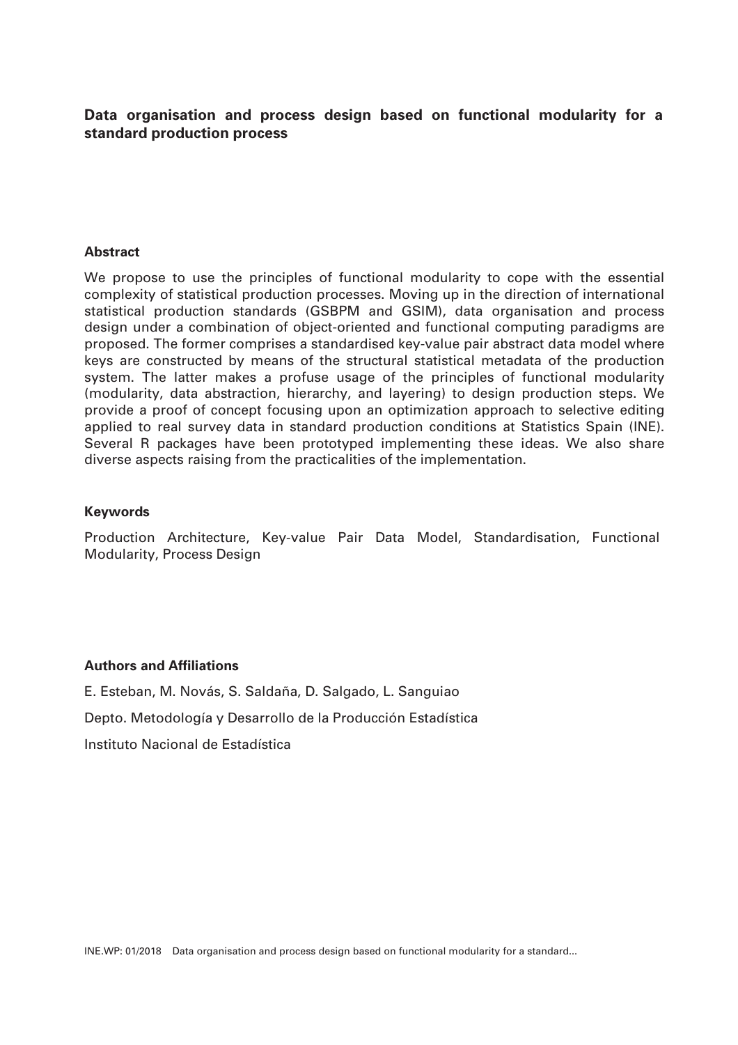## Data organisation and process design based on functional modularity for a standard production process

### Abstract

We propose to use the principles of functional modularity to cope with the essential complexity of statistical production processes. Moving up in the direction of international statistical production standards (GSBPM and GSIM), data organisation and process design under a combination of object-oriented and functional computing paradigms are proposed. The former comprises a standardised key-value pair abstract data model where keys are constructed by means of the structural statistical metadata of the production system. The latter makes a profuse usage of the principles of functional modularity (modularity, data abstraction, hierarchy, and layering) to design production steps. We provide a proof of concept focusing upon an optimization approach to selective editing applied to real survey data in standard production conditions at Statistics Spain (INE). Several R packages have been prototyped implementing these ideas. We also share diverse aspects raising from the practicalities of the implementation.

### Keywords

Production Architecture, Key-value Pair Data Model, Standardisation, Functional Modularity, Process Design

### Authors and Affiliations

E. Esteban, M. Novás, S. Saldaña, D. Salgado, L. Sanguiao

Depto. Metodología y Desarrollo de la Producción Estadística

Instituto Nacional de Estadística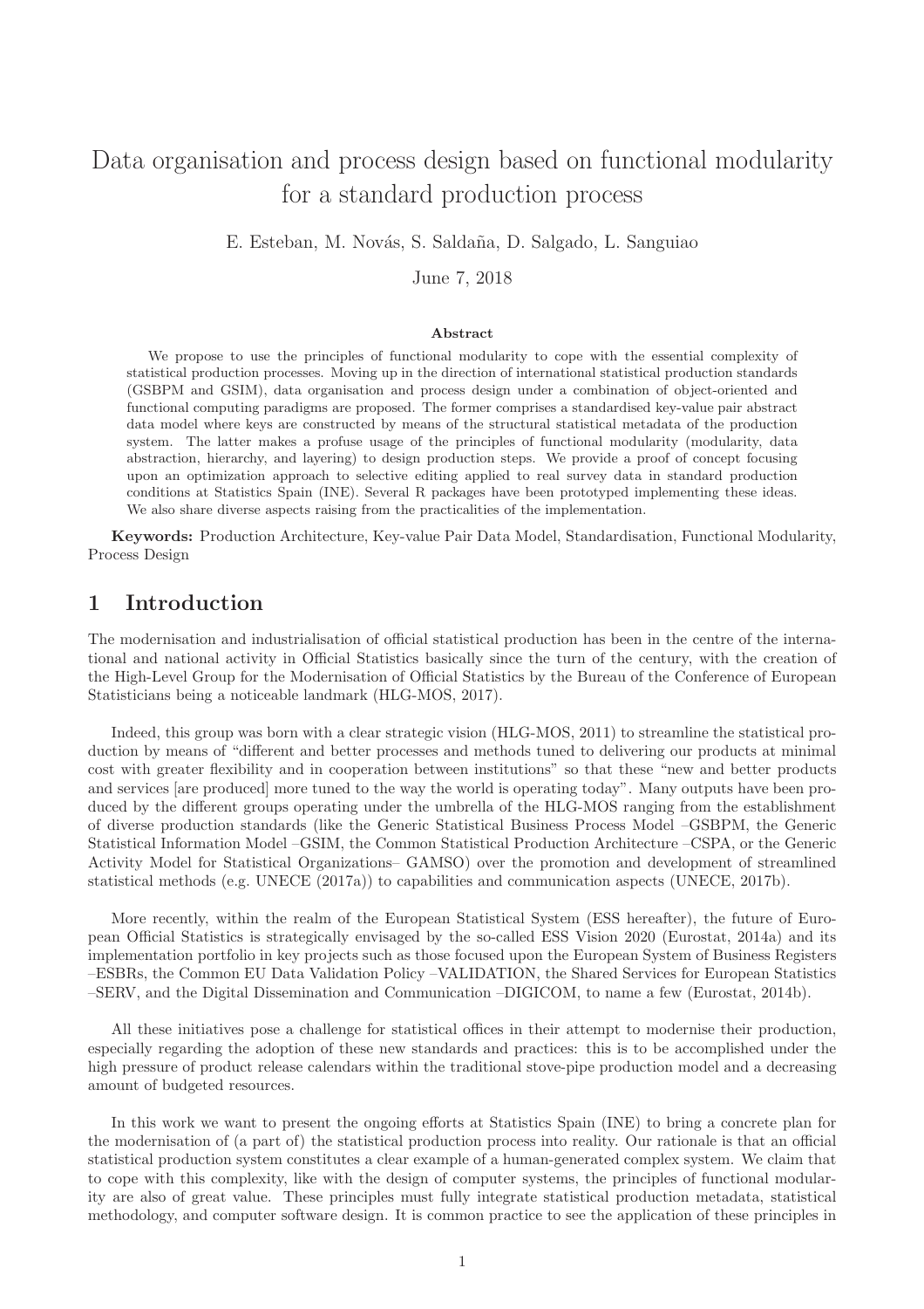# Data organisation and process design based on functional modularity for a standard production process

E. Esteban, M. Novás, S. Saldaña, D. Salgado, L. Sanguiao

June 7, 2018

### Abstract

We propose to use the principles of functional modularity to cope with the essential complexity of statistical production processes. Moving up in the direction of international statistical production standards (GSBPM and GSIM), data organisation and process design under a combination of object-oriented and functional computing paradigms are proposed. The former comprises a standardised key-value pair abstract data model where keys are constructed by means of the structural statistical metadata of the production system. The latter makes a profuse usage of the principles of functional modularity (modularity, data abstraction, hierarchy, and layering) to design production steps. We provide a proof of concept focusing upon an optimization approach to selective editing applied to real survey data in standard production conditions at Statistics Spain (INE). Several R packages have been prototyped implementing these ideas. We also share diverse aspects raising from the practicalities of the implementation.

**Keywords:** Production Architecture, Key-value Pair Data Model, Standardisation, Functional Modularity, Process Design

## 1 Introduction

The modernisation and industrialisation of official statistical production has been in the centre of the international and national activity in Official Statistics basically since the turn of the century, with the creation of the High-Level Group for the Modernisation of Official Statistics by the Bureau of the Conference of European Statisticians being a noticeable landmark (HLG-MOS, 2017).

Indeed, this group was born with a clear strategic vision (HLG-MOS, 2011) to streamline the statistical production by means of "different and better processes and methods tuned to delivering our products at minimal cost with greater flexibility and in cooperation between institutions" so that these "new and better products and services [are produced] more tuned to the way the world is operating today". Many outputs have been produced by the different groups operating under the umbrella of the HLG-MOS ranging from the establishment of diverse production standards (like the Generic Statistical Business Process Model –GSBPM, the Generic Statistical Information Model –GSIM, the Common Statistical Production Architecture –CSPA, or the Generic Activity Model for Statistical Organizations– GAMSO) over the promotion and development of streamlined statistical methods (e.g. UNECE (2017a)) to capabilities and communication aspects (UNECE, 2017b).

More recently, within the realm of the European Statistical System (ESS hereafter), the future of European Official Statistics is strategically envisaged by the so-called ESS Vision 2020 (Eurostat, 2014a) and its implementation portfolio in key projects such as those focused upon the European System of Business Registers –ESBRs, the Common EU Data Validation Policy –VALIDATION, the Shared Services for European Statistics –SERV, and the Digital Dissemination and Communication –DIGICOM, to name a few (Eurostat, 2014b).

All these initiatives pose a challenge for statistical offices in their attempt to modernise their production, especially regarding the adoption of these new standards and practices: this is to be accomplished under the high pressure of product release calendars within the traditional stove-pipe production model and a decreasing amount of budgeted resources.

In this work we want to present the ongoing efforts at Statistics Spain (INE) to bring a concrete plan for the modernisation of (a part of) the statistical production process into reality. Our rationale is that an official statistical production system constitutes a clear example of a human-generated complex system. We claim that to cope with this complexity, like with the design of computer systems, the principles of functional modularity are also of great value. These principles must fully integrate statistical production metadata, statistical methodology, and computer software design. It is common practice to see the application of these principles in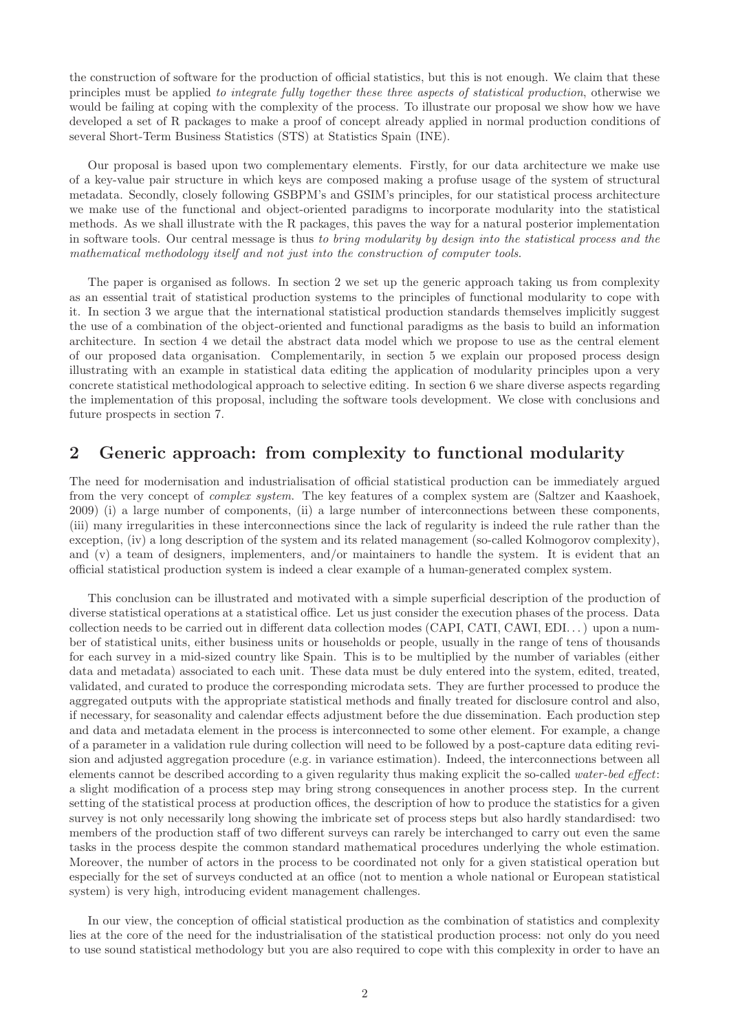the construction of software for the production of official statistics, but this is not enough. We claim that these principles must be applied *to integrate fully together these three aspects of statistical production*, otherwise we would be failing at coping with the complexity of the process. To illustrate our proposal we show how we have developed a set of R packages to make a proof of concept already applied in normal production conditions of several Short-Term Business Statistics (STS) at Statistics Spain (INE).

Our proposal is based upon two complementary elements. Firstly, for our data architecture we make use of a key-value pair structure in which keys are composed making a profuse usage of the system of structural metadata. Secondly, closely following GSBPM's and GSIM's principles, for our statistical process architecture we make use of the functional and object-oriented paradigms to incorporate modularity into the statistical methods. As we shall illustrate with the R packages, this paves the way for a natural posterior implementation in software tools. Our central message is thus *to bring modularity by design into the statistical process and the mathematical methodology itself and not just into the construction of computer tools*.

The paper is organised as follows. In section 2 we set up the generic approach taking us from complexity as an essential trait of statistical production systems to the principles of functional modularity to cope with it. In section 3 we argue that the international statistical production standards themselves implicitly suggest the use of a combination of the object-oriented and functional paradigms as the basis to build an information architecture. In section 4 we detail the abstract data model which we propose to use as the central element of our proposed data organisation. Complementarily, in section 5 we explain our proposed process design illustrating with an example in statistical data editing the application of modularity principles upon a very concrete statistical methodological approach to selective editing. In section 6 we share diverse aspects regarding the implementation of this proposal, including the software tools development. We close with conclusions and future prospects in section 7.

## 2 Generic approach: from complexity to functional modularity

The need for modernisation and industrialisation of official statistical production can be immediately argued from the very concept of *complex system*. The key features of a complex system are (Saltzer and Kaashoek, 2009) (i) a large number of components, (ii) a large number of interconnections between these components, (iii) many irregularities in these interconnections since the lack of regularity is indeed the rule rather than the exception, (iv) a long description of the system and its related management (so-called Kolmogorov complexity), and (v) a team of designers, implementers, and/or maintainers to handle the system. It is evident that an official statistical production system is indeed a clear example of a human-generated complex system.

This conclusion can be illustrated and motivated with a simple superficial description of the production of diverse statistical operations at a statistical office. Let us just consider the execution phases of the process. Data collection needs to be carried out in different data collection modes (CAPI, CATI, CAWI, EDI...) upon a number of statistical units, either business units or households or people, usually in the range of tens of thousands for each survey in a mid-sized country like Spain. This is to be multiplied by the number of variables (either data and metadata) associated to each unit. These data must be duly entered into the system, edited, treated, validated, and curated to produce the corresponding microdata sets. They are further processed to produce the aggregated outputs with the appropriate statistical methods and finally treated for disclosure control and also, if necessary, for seasonality and calendar effects adjustment before the due dissemination. Each production step and data and metadata element in the process is interconnected to some other element. For example, a change of a parameter in a validation rule during collection will need to be followed by a post-capture data editing revision and adjusted aggregation procedure (e.g. in variance estimation). Indeed, the interconnections between all elements cannot be described according to a given regularity thus making explicit the so-called *water-bed effect*: a slight modification of a process step may bring strong consequences in another process step. In the current setting of the statistical process at production offices, the description of how to produce the statistics for a given survey is not only necessarily long showing the imbricate set of process steps but also hardly standardised: two members of the production staff of two different surveys can rarely be interchanged to carry out even the same tasks in the process despite the common standard mathematical procedures underlying the whole estimation. Moreover, the number of actors in the process to be coordinated not only for a given statistical operation but especially for the set of surveys conducted at an office (not to mention a whole national or European statistical system) is very high, introducing evident management challenges.

In our view, the conception of official statistical production as the combination of statistics and complexity lies at the core of the need for the industrialisation of the statistical production process: not only do you need to use sound statistical methodology but you are also required to cope with this complexity in order to have an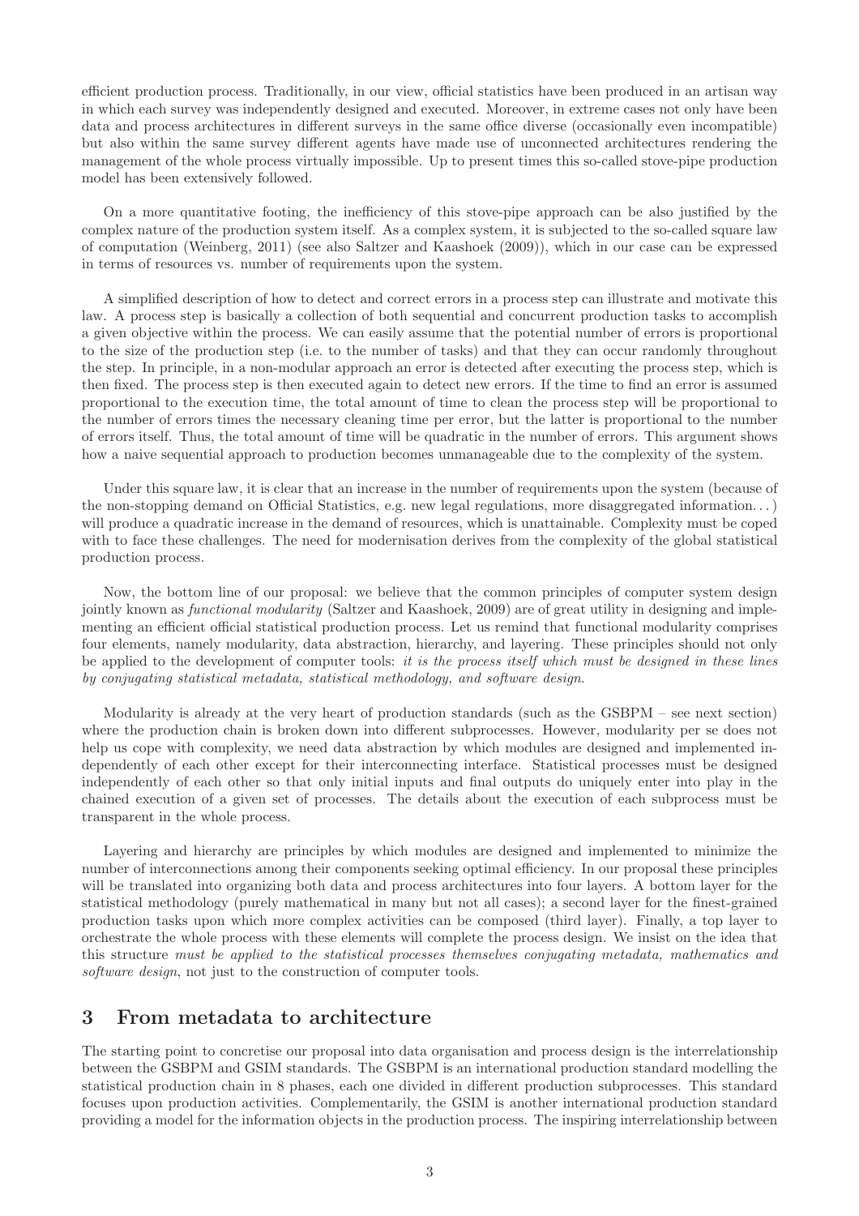efficient production process. Traditionally, in our view, official statistics have been produced in an artisan way in which each survey was independently designed and executed. Moreover, in extreme cases not only have been data and process architectures in different surveys in the same office diverse (occasionally even incompatible) but also within the same survey different agents have made use of unconnected architectures rendering the management of the whole process virtually impossible. Up to present times this so-called stove-pipe production model has been extensively followed.

On a more quantitative footing, the inefficiency of this stove-pipe approach can be also justified by the complex nature of the production system itself. As a complex system, it is subjected to the so-called square law of computation (Weinberg, 2011) (see also Saltzer and Kaashoek (2009)), which in our case can be expressed in terms of resources vs. number of requirements upon the system.

A simplified description of how to detect and correct errors in a process step can illustrate and motivate this law. A process step is basically a collection of both sequential and concurrent production tasks to accomplish a given objective within the process. We can easily assume that the potential number of errors is proportional to the size of the production step (i.e. to the number of tasks) and that they can occur randomly throughout the step. In principle, in a non-modular approach an error is detected after executing the process step, which is then fixed. The process step is then executed again to detect new errors. If the time to find an error is assumed proportional to the execution time, the total amount of time to clean the process step will be proportional to the number of errors times the necessary cleaning time per error, but the latter is proportional to the number of errors itself. Thus, the total amount of time will be quadratic in the number of errors. This argument shows how a naive sequential approach to production becomes unmanageable due to the complexity of the system.

Under this square law, it is clear that an increase in the number of requirements upon the system (because of the non-stopping demand on Official Statistics, e.g. new legal regulations, more disaggregated information. . . ) will produce a quadratic increase in the demand of resources, which is unattainable. Complexity must be coped with to face these challenges. The need for modernisation derives from the complexity of the global statistical production process.

Now, the bottom line of our proposal: we believe that the common principles of computer system design jointly known as *functional modularity* (Saltzer and Kaashoek, 2009) are of great utility in designing and implementing an efficient official statistical production process. Let us remind that functional modularity comprises four elements, namely modularity, data abstraction, hierarchy, and layering. These principles should not only be applied to the development of computer tools: *it is the process itself which must be designed in these lines by conjugating statistical metadata, statistical methodology, and software design*.

Modularity is already at the very heart of production standards (such as the GSBPM – see next section) where the production chain is broken down into different subprocesses. However, modularity per se does not help us cope with complexity, we need data abstraction by which modules are designed and implemented independently of each other except for their interconnecting interface. Statistical processes must be designed independently of each other so that only initial inputs and final outputs do uniquely enter into play in the chained execution of a given set of processes. The details about the execution of each subprocess must be transparent in the whole process.

Layering and hierarchy are principles by which modules are designed and implemented to minimize the number of interconnections among their components seeking optimal efficiency. In our proposal these principles will be translated into organizing both data and process architectures into four layers. A bottom layer for the statistical methodology (purely mathematical in many but not all cases); a second layer for the finest-grained production tasks upon which more complex activities can be composed (third layer). Finally, a top layer to orchestrate the whole process with these elements will complete the process design. We insist on the idea that this structure *must be applied to the statistical processes themselves conjugating metadata, mathematics and software design*, not just to the construction of computer tools.

## 3 From metadata to architecture

The starting point to concretise our proposal into data organisation and process design is the interrelationship between the GSBPM and GSIM standards. The GSBPM is an international production standard modelling the statistical production chain in 8 phases, each one divided in different production subprocesses. This standard focuses upon production activities. Complementarily, the GSIM is another international production standard providing a model for the information objects in the production process. The inspiring interrelationship between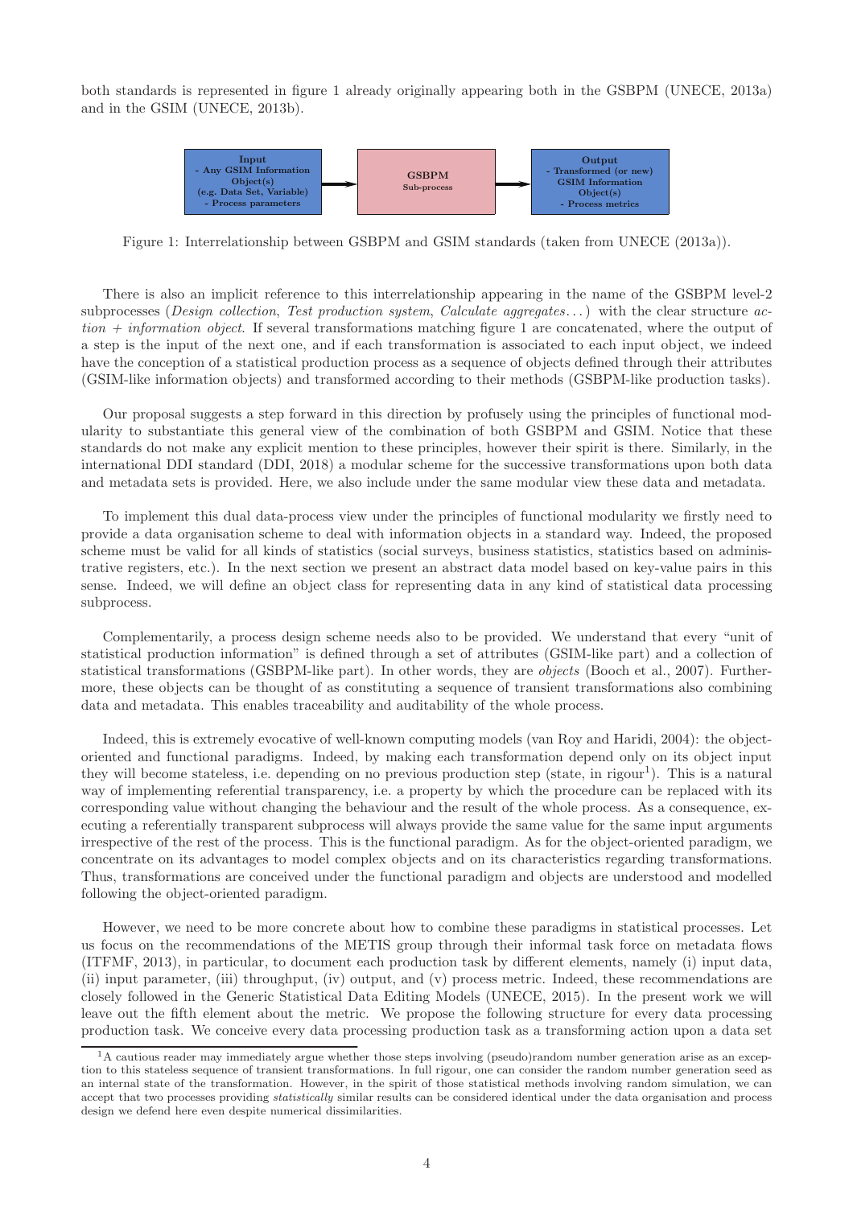both standards is represented in figure 1 already originally appearing both in the GSBPM (UNECE, 2013a) and in the GSIM (UNECE, 2013b).

| Input<br>- Any GSIM Information Object(s)<br>(e.g. Data Set, Variable)<br>- Process parameters | → | GSBPM<br>Sub-process | → | Output<br>- Transformed (or new) GSIM Information Object(s)<br>- Process metrics |
|---|---|---|---|---|

Figure 1: Interrelationship between GSBPM and GSIM standards (taken from UNECE (2013a)).

There is also an implicit reference to this interrelationship appearing in the name of the GSBPM level-2 subprocesses (*Design collection*, *Test production system*, *Calculate aggregates*...) with the clear structure *action + information object*. If several transformations matching figure 1 are concatenated, where the output of a step is the input of the next one, and if each transformation is associated to each input object, we indeed have the conception of a statistical production process as a sequence of objects defined through their attributes (GSIM-like information objects) and transformed according to their methods (GSBPM-like production tasks).

Our proposal suggests a step forward in this direction by profusely using the principles of functional modularity to substantiate this general view of the combination of both GSBPM and GSIM. Notice that these standards do not make any explicit mention to these principles, however their spirit is there. Similarly, in the international DDI standard (DDI, 2018) a modular scheme for the successive transformations upon both data and metadata sets is provided. Here, we also include under the same modular view these data and metadata.

To implement this dual data-process view under the principles of functional modularity we firstly need to provide a data organisation scheme to deal with information objects in a standard way. Indeed, the proposed scheme must be valid for all kinds of statistics (social surveys, business statistics, statistics based on administrative registers, etc.). In the next section we present an abstract data model based on key-value pairs in this sense. Indeed, we will define an object class for representing data in any kind of statistical data processing subprocess.

Complementarily, a process design scheme needs also to be provided. We understand that every "unit of statistical production information" is defined through a set of attributes (GSIM-like part) and a collection of statistical transformations (GSBPM-like part). In other words, they are *objects* (Booch et al., 2007). Furthermore, these objects can be thought of as constituting a sequence of transient transformations also combining data and metadata. This enables traceability and auditability of the whole process.

Indeed, this is extremely evocative of well-known computing models (van Roy and Haridi, 2004): the object-oriented and functional paradigms. Indeed, by making each transformation depend only on its object input they will become stateless, i.e. depending on no previous production step (state, in rigour[1]). This is a natural way of implementing referential transparency, i.e. a property by which the procedure can be replaced with its corresponding value without changing the behaviour and the result of the whole process. As a consequence, executing a referentially transparent subprocess will always provide the same value for the same input arguments irrespective of the rest of the process. This is the functional paradigm. As for the object-oriented paradigm, we concentrate on its advantages to model complex objects and on its characteristics regarding transformations. Thus, transformations are conceived under the functional paradigm and objects are understood and modelled following the object-oriented paradigm.

However, we need to be more concrete about how to combine these paradigms in statistical processes. Let us focus on the recommendations of the METIS group through their informal task force on metadata flows (ITFMF, 2013), in particular, to document each production task by different elements, namely (i) input data, (ii) input parameter, (iii) throughput, (iv) output, and (v) process metric. Indeed, these recommendations are closely followed in the Generic Statistical Data Editing Models (UNECE, 2015). In the present work we will leave out the fifth element about the metric. We propose the following structure for every data processing production task. We conceive every data processing production task as a transforming action upon a data set

[1] A cautious reader may immediately argue whether those steps involving (pseudo)random number generation arise as an exception to this stateless sequence of transient transformations. In full rigour, one can consider the random number generation seed as an internal state of the transformation. However, in the spirit of those statistical methods involving random simulation, we can accept that two processes providing *statistically* similar results can be considered identical under the data organisation and process design we defend here even despite numerical dissimilarities.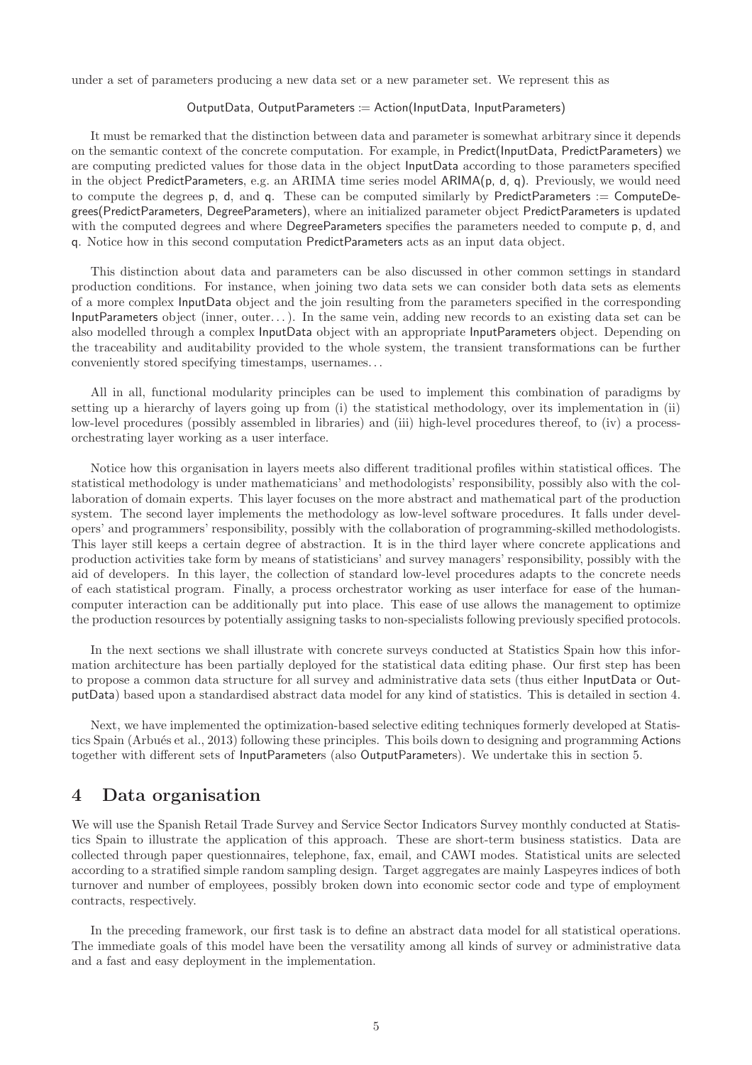under a set of parameters producing a new data set or a new parameter set. We represent this as

OutputData, OutputParameters := Action(InputData, InputParameters)

It must be remarked that the distinction between data and parameter is somewhat arbitrary since it depends on the semantic context of the concrete computation. For example, in Predict(InputData, PredictParameters) we are computing predicted values for those data in the object InputData according to those parameters specified in the object PredictParameters, e.g. an ARIMA time series model ARIMA(p, d, q). Previously, we would need to compute the degrees p, d, and q. These can be computed similarly by PredictParameters := ComputeDegrees(PredictParameters, DegreeParameters), where an initialized parameter object PredictParameters is updated with the computed degrees and where DegreeParameters specifies the parameters needed to compute p, d, and q. Notice how in this second computation PredictParameters acts as an input data object.

This distinction about data and parameters can be also discussed in other common settings in standard production conditions. For instance, when joining two data sets we can consider both data sets as elements of a more complex InputData object and the join resulting from the parameters specified in the corresponding InputParameters object (inner, outer. . . ). In the same vein, adding new records to an existing data set can be also modelled through a complex InputData object with an appropriate InputParameters object. Depending on the traceability and auditability provided to the whole system, the transient transformations can be further conveniently stored specifying timestamps, usernames. . .

All in all, functional modularity principles can be used to implement this combination of paradigms by setting up a hierarchy of layers going up from (i) the statistical methodology, over its implementation in (ii) low-level procedures (possibly assembled in libraries) and (iii) high-level procedures thereof, to (iv) a process-orchestrating layer working as a user interface.

Notice how this organisation in layers meets also different traditional profiles within statistical offices. The statistical methodology is under mathematicians' and methodologists' responsibility, possibly also with the collaboration of domain experts. This layer focuses on the more abstract and mathematical part of the production system. The second layer implements the methodology as low-level software procedures. It falls under developers' and programmers' responsibility, possibly with the collaboration of programming-skilled methodologists. This layer still keeps a certain degree of abstraction. It is in the third layer where concrete applications and production activities take form by means of statisticians' and survey managers' responsibility, possibly with the aid of developers. In this layer, the collection of standard low-level procedures adapts to the concrete needs of each statistical program. Finally, a process orchestrator working as user interface for ease of the human-computer interaction can be additionally put into place. This ease of use allows the management to optimize the production resources by potentially assigning tasks to non-specialists following previously specified protocols.

In the next sections we shall illustrate with concrete surveys conducted at Statistics Spain how this information architecture has been partially deployed for the statistical data editing phase. Our first step has been to propose a common data structure for all survey and administrative data sets (thus either InputData or OutputData) based upon a standardised abstract data model for any kind of statistics. This is detailed in section 4.

Next, we have implemented the optimization-based selective editing techniques formerly developed at Statistics Spain (Arbués et al., 2013) following these principles. This boils down to designing and programming Actions together with different sets of InputParameters (also OutputParameters). We undertake this in section 5.

# 4 Data organisation

We will use the Spanish Retail Trade Survey and Service Sector Indicators Survey monthly conducted at Statistics Spain to illustrate the application of this approach. These are short-term business statistics. Data are collected through paper questionnaires, telephone, fax, email, and CAWI modes. Statistical units are selected according to a stratified simple random sampling design. Target aggregates are mainly Laspeyres indices of both turnover and number of employees, possibly broken down into economic sector code and type of employment contracts, respectively.

In the preceding framework, our first task is to define an abstract data model for all statistical operations. The immediate goals of this model have been the versatility among all kinds of survey or administrative data and a fast and easy deployment in the implementation.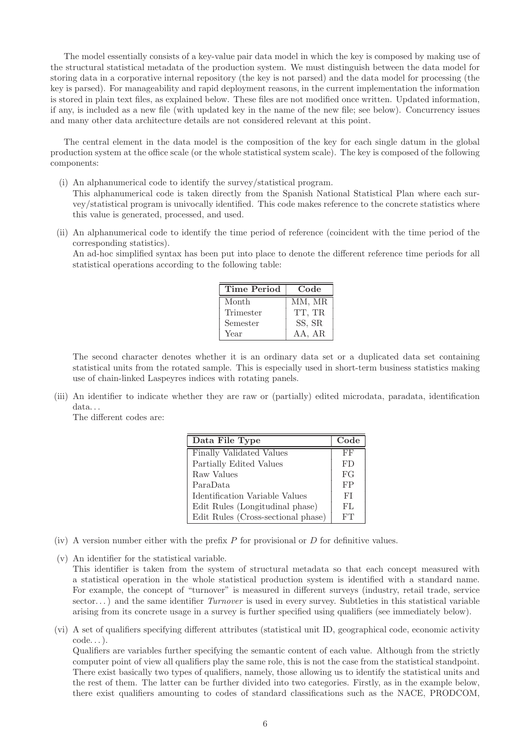The model essentially consists of a key-value pair data model in which the key is composed by making use of the structural statistical metadata of the production system. We must distinguish between the data model for storing data in a corporative internal repository (the key is not parsed) and the data model for processing (the key is parsed). For manageability and rapid deployment reasons, in the current implementation the information is stored in plain text files, as explained below. These files are not modified once written. Updated information, if any, is included as a new file (with updated key in the name of the new file; see below). Concurrency issues and many other data architecture details are not considered relevant at this point.

The central element in the data model is the composition of the key for each single datum in the global production system at the office scale (or the whole statistical system scale). The key is composed of the following components:

(i) An alphanumerical code to identify the survey/statistical program.
This alphanumerical code is taken directly from the Spanish National Statistical Plan where each survey/statistical program is univocally identified. This code makes reference to the concrete statistics where this value is generated, processed, and used.

(ii) An alphanumerical code to identify the time period of reference (coincident with the time period of the corresponding statistics).
An ad-hoc simplified syntax has been put into place to denote the different reference time periods for all statistical operations according to the following table:

| Time Period | Code |
|---|---|
| Month | MM, MR |
| Trimester | TT, TR |
| Semester | SS, SR |
| Year | AA, AR |

The second character denotes whether it is an ordinary data set or a duplicated data set containing statistical units from the rotated sample. This is especially used in short-term business statistics making use of chain-linked Laspeyres indices with rotating panels.

(iii) An identifier to indicate whether they are raw or (partially) edited microdata, paradata, identification data...
The different codes are:

| Data File Type | Code |
|---|---|
| Finally Validated Values | FF |
| Partially Edited Values | FD |
| Raw Values | FG |
| ParaData | FP |
| Identification Variable Values | FI |
| Edit Rules (Longitudinal phase) | FL |
| Edit Rules (Cross-sectional phase) | FT |

(iv) A version number either with the prefix $P$ for provisional or $D$ for definitive values.

(v) An identifier for the statistical variable.
This identifier is taken from the system of structural metadata so that each concept measured with a statistical operation in the whole statistical production system is identified with a standard name. For example, the concept of "turnover" is measured in different surveys (industry, retail trade, service sector...) and the same identifier *Turnover* is used in every survey. Subtleties in this statistical variable arising from its concrete usage in a survey is further specified using qualifiers (see immediately below).

(vi) A set of qualifiers specifying different attributes (statistical unit ID, geographical code, economic activity code...).
Qualifiers are variables further specifying the semantic content of each value. Although from the strictly computer point of view all qualifiers play the same role, this is not the case from the statistical standpoint. There exist basically two types of qualifiers, namely, those allowing us to identify the statistical units and the rest of them. The latter can be further divided into two categories. Firstly, as in the example below, there exist qualifiers amounting to codes of standard classifications such as the NACE, PRODCOM,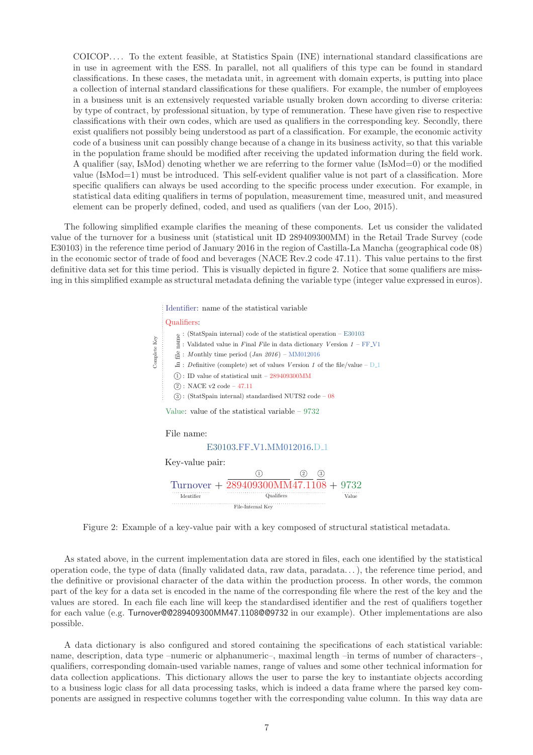COICOP.... To the extent feasible, at Statistics Spain (INE) international standard classifications are in use in agreement with the ESS. In parallel, not all qualifiers of this type can be found in standard classifications. In these cases, the metadata unit, in agreement with domain experts, is putting into place a collection of internal standard classifications for these qualifiers. For example, the number of employees in a business unit is an extensively requested variable usually broken down according to diverse criteria: by type of contract, by professional situation, by type of remuneration. These have given rise to respective classifications with their own codes, which are used as qualifiers in the corresponding key. Secondly, there exist qualifiers not possibly being understood as part of a classification. For example, the economic activity code of a business unit can possibly change because of a change in its business activity, so that this variable in the population frame should be modified after receiving the updated information during the field work. A qualifier (say, IsMod) denoting whether we are referring to the former value (IsMod=0) or the modified value (IsMod=1) must be introduced. This self-evident qualifier value is not part of a classification. More specific qualifiers can always be used according to the specific process under execution. For example, in statistical data editing qualifiers in terms of population, measurement time, measured unit, and measured element can be properly defined, coded, and used as qualifiers (van der Loo, 2015).

The following simplified example clarifies the meaning of these components. Let us consider the validated value of the turnover for a business unit (statistical unit ID 289409300MM) in the Retail Trade Survey (code E30103) in the reference time period of January 2016 in the region of Castilla-La Mancha (geographical code 08) in the economic sector of trade of food and beverages (NACE Rev.2 code 47.11). This value pertains to the first definitive data set for this time period. This is visually depicted in figure 2. Notice that some qualifiers are missing in this simplified example as structural metadata defining the variable type (integer value expressed in euros).

Complete Key

Identifier: name of the statistical variable

Qualifiers:

In file name:
- : (StatSpain internal) code of the statistical operation – E30103
- : Validated value in *F*inal *F*ile in data dictionary *V*ersion *1* – FF_V1
- : *M*onthly time period (*Jan 2016*) – MM012016
- : *D*efinitive (complete) set of values *V*ersion *1* of the file/value – D_1

- ①: ID value of statistical unit – 289409300MM
- ②: NACE v2 code – 47.11
- ③: (StatSpain internal) standardised NUTS2 code – 08

Value: value of the statistical variable – 9732

File name:

E30103.FF_V1.MM012016.D_1

Key-value pair:

Turnover + 289409300MM47.1108 + 9732

(Identifier: Turnover; Qualifiers: ① 289409300MM, ② 47.11, ③ 08; Value: 9732; File-Internal Key: Turnover + 289409300MM47.1108)

Figure 2: Example of a key-value pair with a key composed of structural statistical metadata.

As stated above, in the current implementation data are stored in files, each one identified by the statistical operation code, the type of data (finally validated data, raw data, paradata...), the reference time period, and the definitive or provisional character of the data within the production process. In other words, the common part of the key for a data set is encoded in the name of the corresponding file where the rest of the key and the values are stored. In each file each line will keep the standardised identifier and the rest of qualifiers together for each value (e.g. `Turnover@@289409300MM47.1108@@9732` in our example). Other implementations are also possible.

A data dictionary is also configured and stored containing the specifications of each statistical variable: name, description, data type –numeric or alphanumeric–, maximal length –in terms of number of characters–, qualifiers, corresponding domain-used variable names, range of values and some other technical information for data collection applications. This dictionary allows the user to parse the key to instantiate objects according to a business logic class for all data processing tasks, which is indeed a data frame where the parsed key components are assigned in respective columns together with the corresponding value column. In this way data are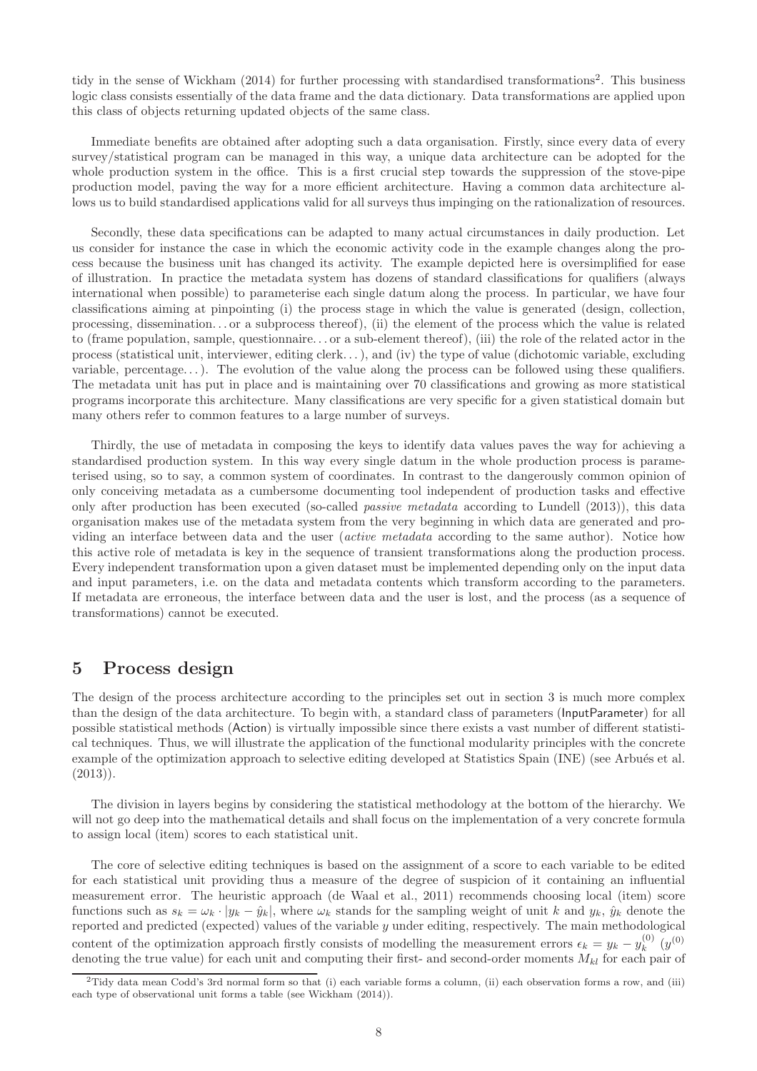tidy in the sense of Wickham (2014) for further processing with standardised transformations[2]. This business logic class consists essentially of the data frame and the data dictionary. Data transformations are applied upon this class of objects returning updated objects of the same class.

Immediate benefits are obtained after adopting such a data organisation. Firstly, since every data of every survey/statistical program can be managed in this way, a unique data architecture can be adopted for the whole production system in the office. This is a first crucial step towards the suppression of the stove-pipe production model, paving the way for a more efficient architecture. Having a common data architecture allows us to build standardised applications valid for all surveys thus impinging on the rationalization of resources.

Secondly, these data specifications can be adapted to many actual circumstances in daily production. Let us consider for instance the case in which the economic activity code in the example changes along the process because the business unit has changed its activity. The example depicted here is oversimplified for ease of illustration. In practice the metadata system has dozens of standard classifications for qualifiers (always international when possible) to parameterise each single datum along the process. In particular, we have four classifications aiming at pinpointing (i) the process stage in which the value is generated (design, collection, processing, dissemination. . . or a subprocess thereof), (ii) the element of the process which the value is related to (frame population, sample, questionnaire. . . or a sub-element thereof), (iii) the role of the related actor in the process (statistical unit, interviewer, editing clerk. . . ), and (iv) the type of value (dichotomic variable, excluding variable, percentage. . . ). The evolution of the value along the process can be followed using these qualifiers. The metadata unit has put in place and is maintaining over 70 classifications and growing as more statistical programs incorporate this architecture. Many classifications are very specific for a given statistical domain but many others refer to common features to a large number of surveys.

Thirdly, the use of metadata in composing the keys to identify data values paves the way for achieving a standardised production system. In this way every single datum in the whole production process is parameterised using, so to say, a common system of coordinates. In contrast to the dangerously common opinion of only conceiving metadata as a cumbersome documenting tool independent of production tasks and effective only after production has been executed (so-called *passive metadata* according to Lundell (2013)), this data organisation makes use of the metadata system from the very beginning in which data are generated and providing an interface between data and the user (*active metadata* according to the same author). Notice how this active role of metadata is key in the sequence of transient transformations along the production process. Every independent transformation upon a given dataset must be implemented depending only on the input data and input parameters, i.e. on the data and metadata contents which transform according to the parameters. If metadata are erroneous, the interface between data and the user is lost, and the process (as a sequence of transformations) cannot be executed.

# 5 Process design

The design of the process architecture according to the principles set out in section 3 is much more complex than the design of the data architecture. To begin with, a standard class of parameters (InputParameter) for all possible statistical methods (Action) is virtually impossible since there exists a vast number of different statistical techniques. Thus, we will illustrate the application of the functional modularity principles with the concrete example of the optimization approach to selective editing developed at Statistics Spain (INE) (see Arbués et al. (2013)).

The division in layers begins by considering the statistical methodology at the bottom of the hierarchy. We will not go deep into the mathematical details and shall focus on the implementation of a very concrete formula to assign local (item) scores to each statistical unit.

The core of selective editing techniques is based on the assignment of a score to each variable to be edited for each statistical unit providing thus a measure of the degree of suspicion of it containing an influential measurement error. The heuristic approach (de Waal et al., 2011) recommends choosing local (item) score functions such as $s_k = \omega_k \cdot |y_k - \hat{y}_k|$, where $\omega_k$ stands for the sampling weight of unit $k$ and $y_k$, $\hat{y}_k$ denote the reported and predicted (expected) values of the variable $y$ under editing, respectively. The main methodological content of the optimization approach firstly consists of modelling the measurement errors $\epsilon_k = y_k - y_k^{(0)}$ ($y^{(0)}$ denoting the true value) for each unit and computing their first- and second-order moments $M_{kl}$ for each pair of

[2] Tidy data mean Codd's 3rd normal form so that (i) each variable forms a column, (ii) each observation forms a row, and (iii) each type of observational unit forms a table (see Wickham (2014)).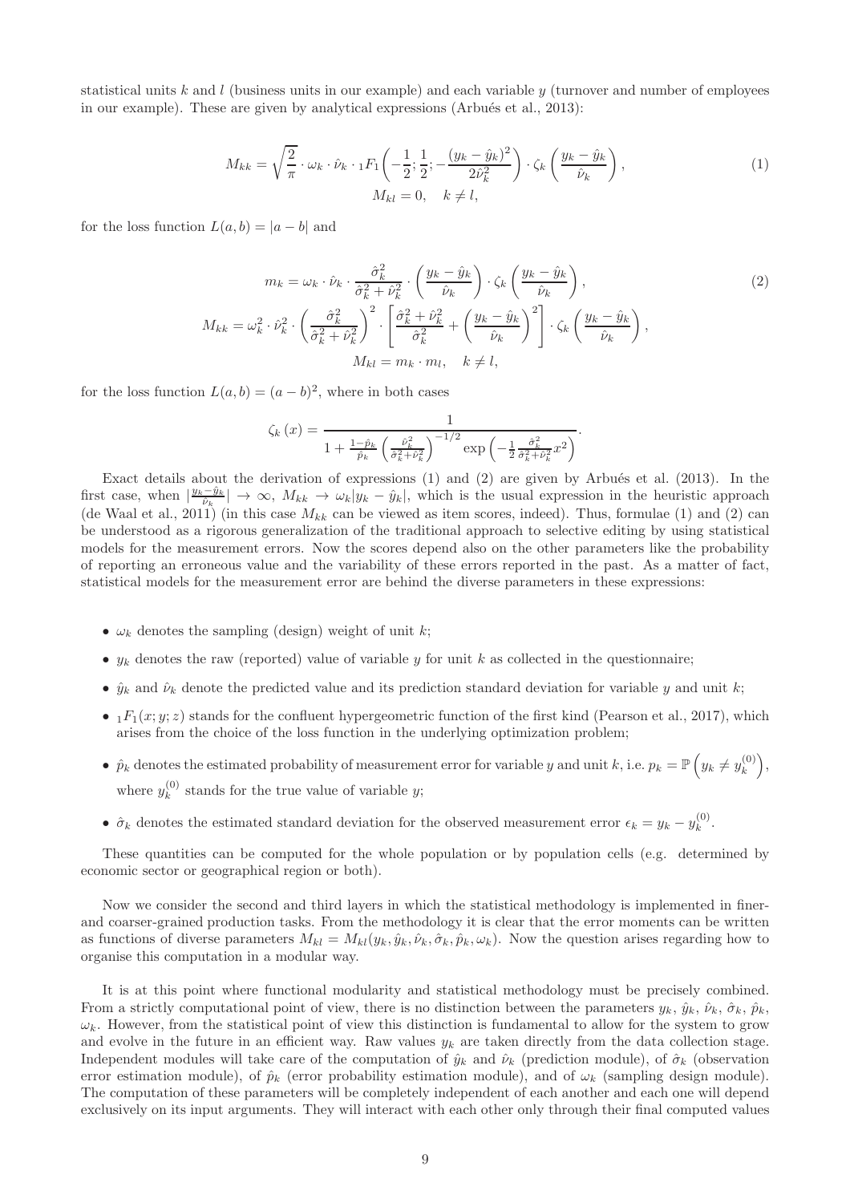statistical units $k$ and $l$ (business units in our example) and each variable $y$ (turnover and number of employees in our example). These are given by analytical expressions (Arbués et al., 2013):

$$
\begin{gathered}
M_{kk} = \sqrt{\frac{2}{\pi}} \cdot \omega_k \cdot \hat{\nu}_k \cdot {}_1F_1\left(-\frac{1}{2}; \frac{1}{2}; -\frac{(y_k - \hat{y}_k)^2}{2\hat{\nu}_k^2}\right) \cdot \zeta_k\left(\frac{y_k - \hat{y}_k}{\hat{\nu}_k}\right), \\
M_{kl} = 0, \quad k \neq l,
\end{gathered}
\tag{1}
$$

for the loss function $L(a,b) = |a - b|$ and

$$
\begin{gathered}
m_k = \omega_k \cdot \hat{\nu}_k \cdot \frac{\hat{\sigma}_k^2}{\hat{\sigma}_k^2 + \hat{\nu}_k^2} \cdot \left(\frac{y_k - \hat{y}_k}{\hat{\nu}_k}\right) \cdot \zeta_k\left(\frac{y_k - \hat{y}_k}{\hat{\nu}_k}\right), \\
M_{kk} = \omega_k^2 \cdot \hat{\nu}_k^2 \cdot \left(\frac{\hat{\sigma}_k^2}{\hat{\sigma}_k^2 + \hat{\nu}_k^2}\right)^2 \cdot \left[\frac{\hat{\sigma}_k^2 + \hat{\nu}_k^2}{\hat{\sigma}_k^2} + \left(\frac{y_k - \hat{y}_k}{\hat{\nu}_k}\right)^2\right] \cdot \zeta_k\left(\frac{y_k - \hat{y}_k}{\hat{\nu}_k}\right), \\
M_{kl} = m_k \cdot m_l, \quad k \neq l,
\end{gathered}
\tag{2}
$$

for the loss function $L(a,b) = (a - b)^2$, where in both cases

$$
\zeta_k(x) = \frac{1}{1 + \frac{1 - \hat{p}_k}{\hat{p}_k}\left(\frac{\hat{\nu}_k^2}{\hat{\sigma}_k^2 + \hat{\nu}_k^2}\right)^{-1/2} \exp\left(-\frac{1}{2}\frac{\hat{\sigma}_k^2}{\hat{\sigma}_k^2 + \hat{\nu}_k^2}x^2\right)}.
$$

Exact details about the derivation of expressions (1) and (2) are given by Arbués et al. (2013). In the first case, when $|\frac{y_k - \hat{y}_k}{\hat{\nu}_k}| \to \infty$, $M_{kk} \to \omega_k|y_k - \hat{y}_k|$, which is the usual expression in the heuristic approach (de Waal et al., 2011) (in this case $M_{kk}$ can be viewed as item scores, indeed). Thus, formulae (1) and (2) can be understood as a rigorous generalization of the traditional approach to selective editing by using statistical models for the measurement errors. Now the scores depend also on the other parameters like the probability of reporting an erroneous value and the variability of these errors reported in the past. As a matter of fact, statistical models for the measurement error are behind the diverse parameters in these expressions:

- $\omega_k$ denotes the sampling (design) weight of unit $k$;
- $y_k$ denotes the raw (reported) value of variable $y$ for unit $k$ as collected in the questionnaire;
- $\hat{y}_k$ and $\hat{\nu}_k$ denote the predicted value and its prediction standard deviation for variable $y$ and unit $k$;
- ${}_1F_1(x; y; z)$ stands for the confluent hypergeometric function of the first kind (Pearson et al., 2017), which arises from the choice of the loss function in the underlying optimization problem;
- $\hat{p}_k$ denotes the estimated probability of measurement error for variable $y$ and unit $k$, i.e. $p_k = \mathbb{P}\left(y_k \neq y_k^{(0)}\right)$, where $y_k^{(0)}$ stands for the true value of variable $y$;
- $\hat{\sigma}_k$ denotes the estimated standard deviation for the observed measurement error $\epsilon_k = y_k - y_k^{(0)}$.

These quantities can be computed for the whole population or by population cells (e.g. determined by economic sector or geographical region or both).

Now we consider the second and third layers in which the statistical methodology is implemented in finer- and coarser-grained production tasks. From the methodology it is clear that the error moments can be written as functions of diverse parameters $M_{kl} = M_{kl}(y_k, \hat{y}_k, \hat{\nu}_k, \hat{\sigma}_k, \hat{p}_k, \omega_k)$. Now the question arises regarding how to organise this computation in a modular way.

It is at this point where functional modularity and statistical methodology must be precisely combined. From a strictly computational point of view, there is no distinction between the parameters $y_k$, $\hat{y}_k$, $\hat{\nu}_k$, $\hat{\sigma}_k$, $\hat{p}_k$, $\omega_k$. However, from the statistical point of view this distinction is fundamental to allow for the system to grow and evolve in the future in an efficient way. Raw values $y_k$ are taken directly from the data collection stage. Independent modules will take care of the computation of $\hat{y}_k$ and $\hat{\nu}_k$ (prediction module), of $\hat{\sigma}_k$ (observation error estimation module), of $\hat{p}_k$ (error probability estimation module), and of $\omega_k$ (sampling design module). The computation of these parameters will be completely independent of each another and each one will depend exclusively on its input arguments. They will interact with each other only through their final computed values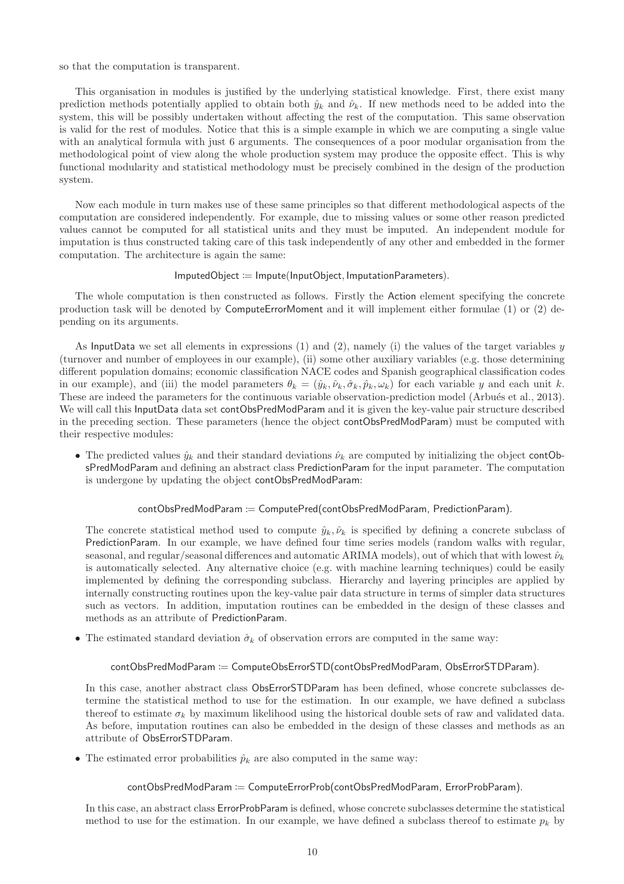so that the computation is transparent.

This organisation in modules is justified by the underlying statistical knowledge. First, there exist many prediction methods potentially applied to obtain both $\hat{y}_k$ and $\hat{\nu}_k$. If new methods need to be added into the system, this will be possibly undertaken without affecting the rest of the computation. This same observation is valid for the rest of modules. Notice that this is a simple example in which we are computing a single value with an analytical formula with just 6 arguments. The consequences of a poor modular organisation from the methodological point of view along the whole production system may produce the opposite effect. This is why functional modularity and statistical methodology must be precisely combined in the design of the production system.

Now each module in turn makes use of these same principles so that different methodological aspects of the computation are considered independently. For example, due to missing values or some other reason predicted values cannot be computed for all statistical units and they must be imputed. An independent module for imputation is thus constructed taking care of this task independently of any other and embedded in the former computation. The architecture is again the same:

$$\mathsf{ImputedObject} \coloneqq \mathsf{Impute}(\mathsf{InputObject}, \mathsf{ImputationParameters}).$$

The whole computation is then constructed as follows. Firstly the Action element specifying the concrete production task will be denoted by ComputeErrorMoment and it will implement either formulae (1) or (2) depending on its arguments.

As InputData we set all elements in expressions (1) and (2), namely (i) the values of the target variables $y$ (turnover and number of employees in our example), (ii) some other auxiliary variables (e.g. those determining different population domains; economic classification NACE codes and Spanish geographical classification codes in our example), and (iii) the model parameters $\theta_k = (\hat{y}_k, \hat{\nu}_k, \hat{\sigma}_k, \hat{p}_k, \omega_k)$ for each variable $y$ and each unit $k$. These are indeed the parameters for the continuous variable observation-prediction model (Arbués et al., 2013). We will call this InputData data set contObsPredModParam and it is given the key-value pair structure described in the preceding section. These parameters (hence the object contObsPredModParam) must be computed with their respective modules:

- The predicted values $\hat{y}_k$ and their standard deviations $\hat{\nu}_k$ are computed by initializing the object contObsPredModParam and defining an abstract class PredictionParam for the input parameter. The computation is undergone by updating the object contObsPredModParam:

  $$\mathsf{contObsPredModParam} \coloneqq \mathsf{ComputePred}(\mathsf{contObsPredModParam},\ \mathsf{PredictionParam}).$$

  The concrete statistical method used to compute $\hat{y}_k, \hat{\nu}_k$ is specified by defining a concrete subclass of PredictionParam. In our example, we have defined four time series models (random walks with regular, seasonal, and regular/seasonal differences and automatic ARIMA models), out of which that with lowest $\hat{\nu}_k$ is automatically selected. Any alternative choice (e.g. with machine learning techniques) could be easily implemented by defining the corresponding subclass. Hierarchy and layering principles are applied by internally constructing routines upon the key-value pair data structure in terms of simpler data structures such as vectors. In addition, imputation routines can be embedded in the design of these classes and methods as an attribute of PredictionParam.

- The estimated standard deviation $\hat{\sigma}_k$ of observation errors are computed in the same way:

  $$\mathsf{contObsPredModParam} \coloneqq \mathsf{ComputeObsErrorSTD}(\mathsf{contObsPredModParam},\ \mathsf{ObsErrorSTDParam}).$$

  In this case, another abstract class ObsErrorSTDParam has been defined, whose concrete subclasses determine the statistical method to use for the estimation. In our example, we have defined a subclass thereof to estimate $\sigma_k$ by maximum likelihood using the historical double sets of raw and validated data. As before, imputation routines can also be embedded in the design of these classes and methods as an attribute of ObsErrorSTDParam.

- The estimated error probabilities $\hat{p}_k$ are also computed in the same way:

  $$\mathsf{contObsPredModParam} \coloneqq \mathsf{ComputeErrorProb}(\mathsf{contObsPredModParam},\ \mathsf{ErrorProbParam}).$$

  In this case, an abstract class ErrorProbParam is defined, whose concrete subclasses determine the statistical method to use for the estimation. In our example, we have defined a subclass thereof to estimate $p_k$ by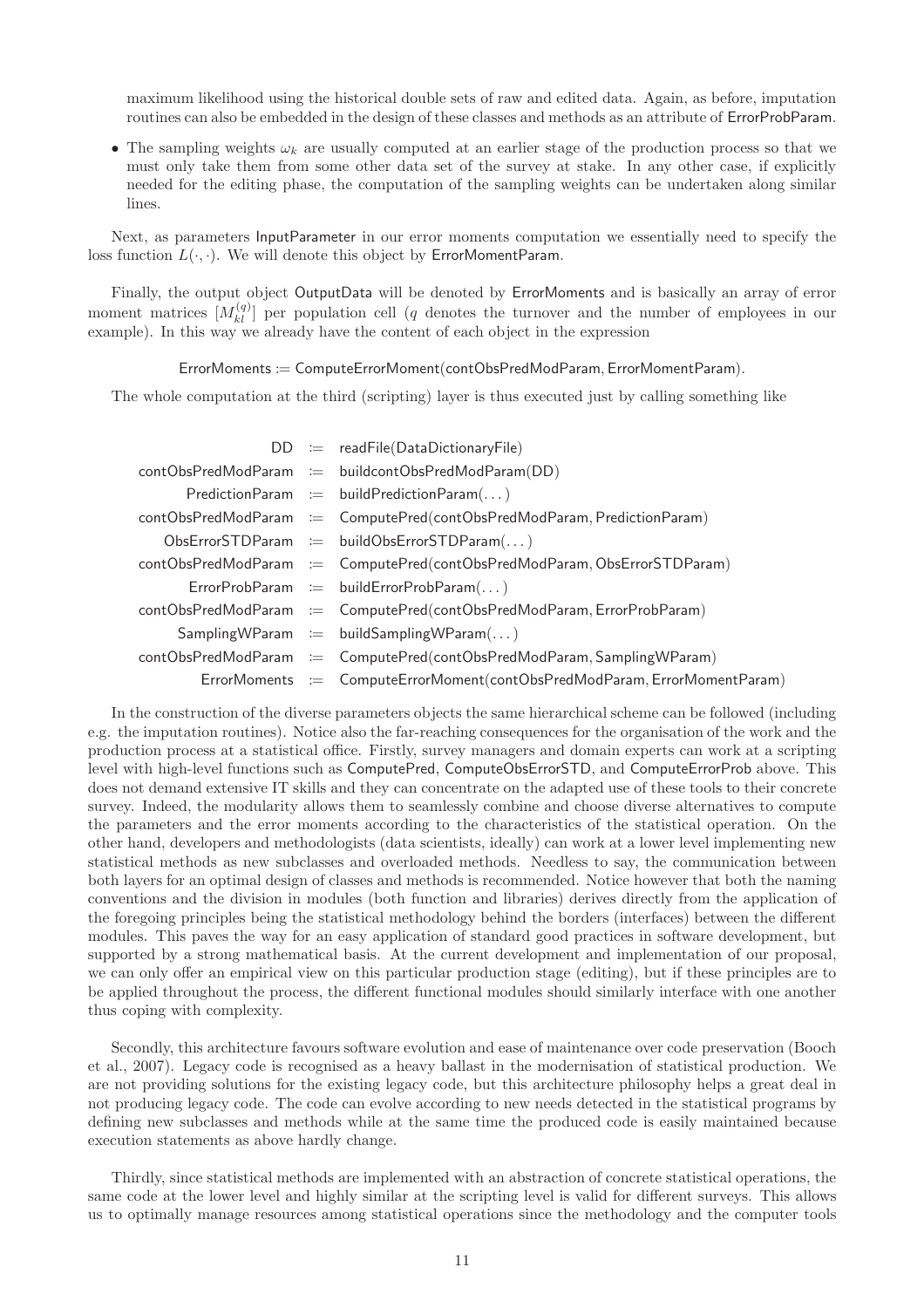maximum likelihood using the historical double sets of raw and edited data. Again, as before, imputation routines can also be embedded in the design of these classes and methods as an attribute of ErrorProbParam.

- The sampling weights $\omega_k$ are usually computed at an earlier stage of the production process so that we must only take them from some other data set of the survey at stake. In any other case, if explicitly needed for the editing phase, the computation of the sampling weights can be undertaken along similar lines.

Next, as parameters InputParameter in our error moments computation we essentially need to specify the loss function $L(\cdot,\cdot)$. We will denote this object by ErrorMomentParam.

Finally, the output object OutputData will be denoted by ErrorMoments and is basically an array of error moment matrices $[M_{kl}^{(q)}]$ per population cell ($q$ denotes the turnover and the number of employees in our example). In this way we already have the content of each object in the expression

ErrorMoments := ComputeErrorMoment(contObsPredModParam, ErrorMomentParam).

The whole computation at the third (scripting) layer is thus executed just by calling something like

```
                 DD := readFile(DataDictionaryFile)
contObsPredModParam := buildcontObsPredModParam(DD)
    PredictionParam := buildPredictionParam(...)
contObsPredModParam := ComputePred(contObsPredModParam, PredictionParam)
   ObsErrorSTDParam := buildObsErrorSTDParam(...)
contObsPredModParam := ComputePred(contObsPredModParam, ObsErrorSTDParam)
     ErrorProbParam := buildErrorProbParam(...)
contObsPredModParam := ComputePred(contObsPredModParam, ErrorProbParam)
     SamplingWParam := buildSamplingWParam(...)
contObsPredModParam := ComputePred(contObsPredModParam, SamplingWParam)
       ErrorMoments := ComputeErrorMoment(contObsPredModParam, ErrorMomentParam)
```

In the construction of the diverse parameters objects the same hierarchical scheme can be followed (including e.g. the imputation routines). Notice also the far-reaching consequences for the organisation of the work and the production process at a statistical office. Firstly, survey managers and domain experts can work at a scripting level with high-level functions such as ComputePred, ComputeObsErrorSTD, and ComputeErrorProb above. This does not demand extensive IT skills and they can concentrate on the adapted use of these tools to their concrete survey. Indeed, the modularity allows them to seamlessly combine and choose diverse alternatives to compute the parameters and the error moments according to the characteristics of the statistical operation. On the other hand, developers and methodologists (data scientists, ideally) can work at a lower level implementing new statistical methods as new subclasses and overloaded methods. Needless to say, the communication between both layers for an optimal design of classes and methods is recommended. Notice however that both the naming conventions and the division in modules (both function and libraries) derives directly from the application of the foregoing principles being the statistical methodology behind the borders (interfaces) between the different modules. This paves the way for an easy application of standard good practices in software development, but supported by a strong mathematical basis. At the current development and implementation of our proposal, we can only offer an empirical view on this particular production stage (editing), but if these principles are to be applied throughout the process, the different functional modules should similarly interface with one another thus coping with complexity.

Secondly, this architecture favours software evolution and ease of maintenance over code preservation (Booch et al., 2007). Legacy code is recognised as a heavy ballast in the modernisation of statistical production. We are not providing solutions for the existing legacy code, but this architecture philosophy helps a great deal in not producing legacy code. The code can evolve according to new needs detected in the statistical programs by defining new subclasses and methods while at the same time the produced code is easily maintained because execution statements as above hardly change.

Thirdly, since statistical methods are implemented with an abstraction of concrete statistical operations, the same code at the lower level and highly similar at the scripting level is valid for different surveys. This allows us to optimally manage resources among statistical operations since the methodology and the computer tools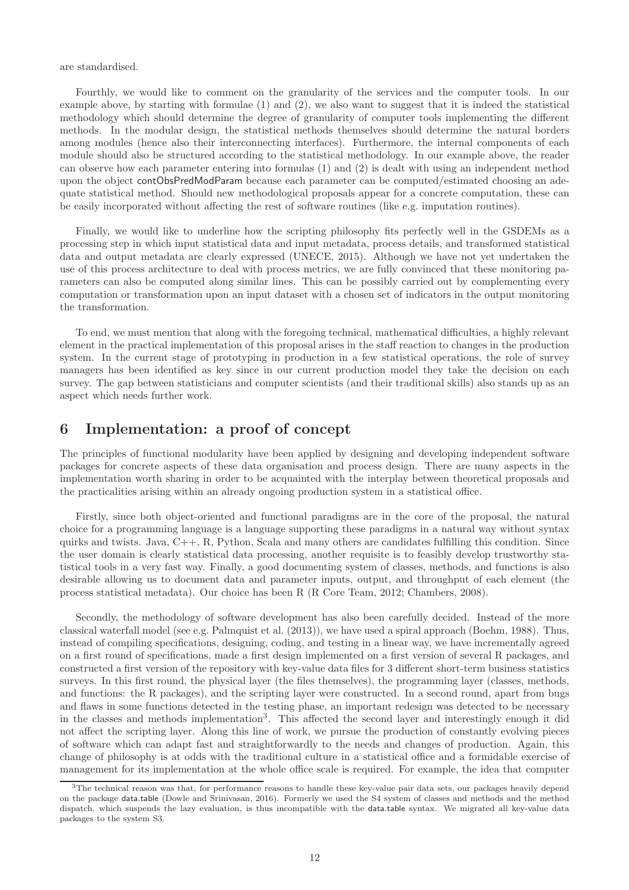are standardised.

Fourthly, we would like to comment on the granularity of the services and the computer tools. In our example above, by starting with formulae (1) and (2), we also want to suggest that it is indeed the statistical methodology which should determine the degree of granularity of computer tools implementing the different methods. In the modular design, the statistical methods themselves should determine the natural borders among modules (hence also their interconnecting interfaces). Furthermore, the internal components of each module should also be structured according to the statistical methodology. In our example above, the reader can observe how each parameter entering into formulas (1) and (2) is dealt with using an independent method upon the object contObsPredModParam because each parameter can be computed/estimated choosing an adequate statistical method. Should new methodological proposals appear for a concrete computation, these can be easily incorporated without affecting the rest of software routines (like e.g. imputation routines).

Finally, we would like to underline how the scripting philosophy fits perfectly well in the GSDEMs as a processing step in which input statistical data and input metadata, process details, and transformed statistical data and output metadata are clearly expressed (UNECE, 2015). Although we have not yet undertaken the use of this process architecture to deal with process metrics, we are fully convinced that these monitoring parameters can also be computed along similar lines. This can be possibly carried out by complementing every computation or transformation upon an input dataset with a chosen set of indicators in the output monitoring the transformation.

To end, we must mention that along with the foregoing technical, mathematical difficulties, a highly relevant element in the practical implementation of this proposal arises in the staff reaction to changes in the production system. In the current stage of prototyping in production in a few statistical operations, the role of survey managers has been identified as key since in our current production model they take the decision on each survey. The gap between statisticians and computer scientists (and their traditional skills) also stands up as an aspect which needs further work.

## 6 Implementation: a proof of concept

The principles of functional modularity have been applied by designing and developing independent software packages for concrete aspects of these data organisation and process design. There are many aspects in the implementation worth sharing in order to be acquainted with the interplay between theoretical proposals and the practicalities arising within an already ongoing production system in a statistical office.

Firstly, since both object-oriented and functional paradigms are in the core of the proposal, the natural choice for a programming language is a language supporting these paradigms in a natural way without syntax quirks and twists. Java, C++, R, Python, Scala and many others are candidates fulfilling this condition. Since the user domain is clearly statistical data processing, another requisite is to feasibly develop trustworthy statistical tools in a very fast way. Finally, a good documenting system of classes, methods, and functions is also desirable allowing us to document data and parameter inputs, output, and throughput of each element (the process statistical metadata). Our choice has been R (R Core Team, 2012; Chambers, 2008).

Secondly, the methodology of software development has also been carefully decided. Instead of the more classical waterfall model (see e.g. Palmquist et al. (2013)), we have used a spiral approach (Boehm, 1988). Thus, instead of compiling specifications, designing, coding, and testing in a linear way, we have incrementally agreed on a first round of specifications, made a first design implemented on a first version of several R packages, and constructed a first version of the repository with key-value data files for 3 different short-term business statistics surveys. In this first round, the physical layer (the files themselves), the programming layer (classes, methods, and functions: the R packages), and the scripting layer were constructed. In a second round, apart from bugs and flaws in some functions detected in the testing phase, an important redesign was detected to be necessary in the classes and methods implementation[3]. This affected the second layer and interestingly enough it did not affect the scripting layer. Along this line of work, we pursue the production of constantly evolving pieces of software which can adapt fast and straightforwardly to the needs and changes of production. Again, this change of philosophy is at odds with the traditional culture in a statistical office and a formidable exercise of management for its implementation at the whole office scale is required. For example, the idea that computer

[3] The technical reason was that, for performance reasons to handle these key-value pair data sets, our packages heavily depend on the package data.table (Dowle and Srinivasan, 2016). Formerly we used the S4 system of classes and methods and the method dispatch, which suspends the lazy evaluation, is thus incompatible with the data.table syntax. We migrated all key-value data packages to the system S3.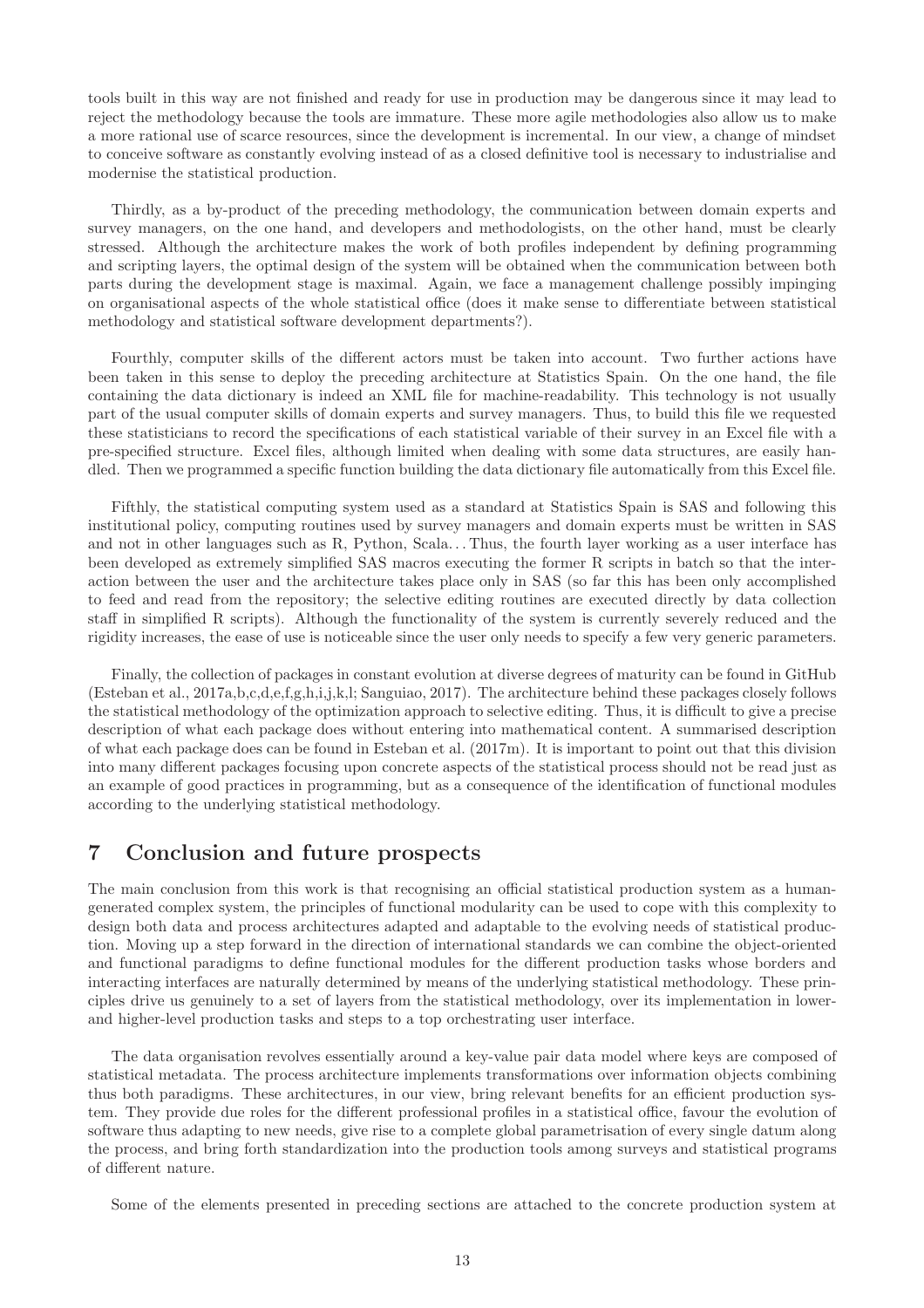tools built in this way are not finished and ready for use in production may be dangerous since it may lead to reject the methodology because the tools are immature. These more agile methodologies also allow us to make a more rational use of scarce resources, since the development is incremental. In our view, a change of mindset to conceive software as constantly evolving instead of as a closed definitive tool is necessary to industrialise and modernise the statistical production.

Thirdly, as a by-product of the preceding methodology, the communication between domain experts and survey managers, on the one hand, and developers and methodologists, on the other hand, must be clearly stressed. Although the architecture makes the work of both profiles independent by defining programming and scripting layers, the optimal design of the system will be obtained when the communication between both parts during the development stage is maximal. Again, we face a management challenge possibly impinging on organisational aspects of the whole statistical office (does it make sense to differentiate between statistical methodology and statistical software development departments?).

Fourthly, computer skills of the different actors must be taken into account. Two further actions have been taken in this sense to deploy the preceding architecture at Statistics Spain. On the one hand, the file containing the data dictionary is indeed an XML file for machine-readability. This technology is not usually part of the usual computer skills of domain experts and survey managers. Thus, to build this file we requested these statisticians to record the specifications of each statistical variable of their survey in an Excel file with a pre-specified structure. Excel files, although limited when dealing with some data structures, are easily handled. Then we programmed a specific function building the data dictionary file automatically from this Excel file.

Fifthly, the statistical computing system used as a standard at Statistics Spain is SAS and following this institutional policy, computing routines used by survey managers and domain experts must be written in SAS and not in other languages such as R, Python, Scala… Thus, the fourth layer working as a user interface has been developed as extremely simplified SAS macros executing the former R scripts in batch so that the interaction between the user and the architecture takes place only in SAS (so far this has been only accomplished to feed and read from the repository; the selective editing routines are executed directly by data collection staff in simplified R scripts). Although the functionality of the system is currently severely reduced and the rigidity increases, the ease of use is noticeable since the user only needs to specify a few very generic parameters.

Finally, the collection of packages in constant evolution at diverse degrees of maturity can be found in GitHub (Esteban et al., 2017a,b,c,d,e,f,g,h,i,j,k,l; Sanguiao, 2017). The architecture behind these packages closely follows the statistical methodology of the optimization approach to selective editing. Thus, it is difficult to give a precise description of what each package does without entering into mathematical content. A summarised description of what each package does can be found in Esteban et al. (2017m). It is important to point out that this division into many different packages focusing upon concrete aspects of the statistical process should not be read just as an example of good practices in programming, but as a consequence of the identification of functional modules according to the underlying statistical methodology.

# 7 Conclusion and future prospects

The main conclusion from this work is that recognising an official statistical production system as a human-generated complex system, the principles of functional modularity can be used to cope with this complexity to design both data and process architectures adapted and adaptable to the evolving needs of statistical production. Moving up a step forward in the direction of international standards we can combine the object-oriented and functional paradigms to define functional modules for the different production tasks whose borders and interacting interfaces are naturally determined by means of the underlying statistical methodology. These principles drive us genuinely to a set of layers from the statistical methodology, over its implementation in lower- and higher-level production tasks and steps to a top orchestrating user interface.

The data organisation revolves essentially around a key-value pair data model where keys are composed of statistical metadata. The process architecture implements transformations over information objects combining thus both paradigms. These architectures, in our view, bring relevant benefits for an efficient production system. They provide due roles for the different professional profiles in a statistical office, favour the evolution of software thus adapting to new needs, give rise to a complete global parametrisation of every single datum along the process, and bring forth standardization into the production tools among surveys and statistical programs of different nature.

Some of the elements presented in preceding sections are attached to the concrete production system at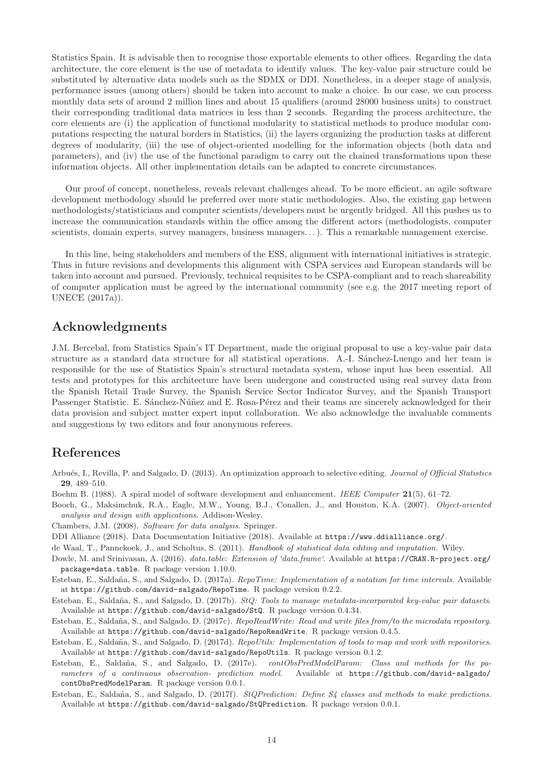Statistics Spain. It is advisable then to recognise those exportable elements to other offices. Regarding the data architecture, the core element is the use of metadata to identify values. The key-value pair structure could be substituted by alternative data models such as the SDMX or DDI. Nonetheless, in a deeper stage of analysis, performance issues (among others) should be taken into account to make a choice. In our case, we can process monthly data sets of around 2 million lines and about 15 qualifiers (around 28000 business units) to construct their corresponding traditional data matrices in less than 2 seconds. Regarding the process architecture, the core elements are (i) the application of functional modularity to statistical methods to produce modular computations respecting the natural borders in Statistics, (ii) the layers organizing the production tasks at different degrees of modularity, (iii) the use of object-oriented modelling for the information objects (both data and parameters), and (iv) the use of the functional paradigm to carry out the chained transformations upon these information objects. All other implementation details can be adapted to concrete circumstances.

Our proof of concept, nonetheless, reveals relevant challenges ahead. To be more efficient, an agile software development methodology should be preferred over more static methodologies. Also, the existing gap between methodologists/statisticians and computer scientists/developers must be urgently bridged. All this pushes us to increase the communication standards within the office among the different actors (methodologists, computer scientists, domain experts, survey managers, business managers…). This a remarkable management exercise.

In this line, being stakeholders and members of the ESS, alignment with international initiatives is strategic. Thus in future revisions and developments this alignment with CSPA services and European standards will be taken into account and pursued. Previously, technical requisites to be CSPA-compliant and to reach shareability of computer application must be agreed by the international community (see e.g. the 2017 meeting report of UNECE (2017a)).

## Acknowledgments

J.M. Bercebal, from Statistics Spain's IT Department, made the original proposal to use a key-value pair data structure as a standard data structure for all statistical operations. A.-I. Sánchez-Luengo and her team is responsible for the use of Statistics Spain's structural metadata system, whose input has been essential. All tests and prototypes for this architecture have been undergone and constructed using real survey data from the Spanish Retail Trade Survey, the Spanish Service Sector Indicator Survey, and the Spanish Transport Passenger Statistic. E. Sánchez-Núñez and E. Rosa-Pérez and their teams are sincerely acknowledged for their data provision and subject matter expert input collaboration. We also acknowledge the invaluable comments and suggestions by two editors and four anonymous referees.

## References

Arbués, I., Revilla, P. and Salgado, D. (2013). An optimization approach to selective editing. *Journal of Official Statistics* **29**, 489–510.

Boehm B. (1988). A spiral model of software development and enhancement. *IEEE Computer* **21**(5), 61–72.

Booch, G., Maksimchuk, R.A., Eagle, M.W., Young, B.J., Conallen, J., and Houston, K.A. (2007). *Object-oriented analysis and design with applications*. Addison-Wesley.

Chambers, J.M. (2008). *Software for data analysis*. Springer.

DDI Alliance (2018). Data Documentation Initiative (2018). Available at https://www.ddialliance.org/.

de Waal, T., Pannekoek, J., and Scholtus, S. (2011). *Handbook of statistical data editing and imputation*. Wiley.

Dowle, M. and Srinivasan, A. (2016). *data.table: Extension of 'data.frame'*. Available at https://CRAN.R-project.org/package=data.table. R package version 1.10.0.

Esteban, E., Saldaña, S., and Salgado, D. (2017a). *RepoTime: Implementation of a notation for time intervals*. Available at https://github.com/david-salgado/RepoTime. R package version 0.2.2.

Esteban, E., Saldaña, S., and Salgado, D. (2017b). *StQ: Tools to manage metadata-incorporated key-value pair datasets*. Available at https://github.com/david-salgado/StQ. R package version 0.4.34.

Esteban, E., Saldaña, S., and Salgado, D. (2017c). *RepoReadWrite: Read and write files from/to the microdata repository*. Available at https://github.com/david-salgado/RepoReadWrite. R package version 0.4.5.

Esteban, E., Saldaña, S., and Salgado, D. (2017d). *RepoUtils: Implementation of tools to map and work with repositories*. Available at https://github.com/david-salgado/RepoUtils. R package version 0.1.2.

Esteban, E., Saldaña, S., and Salgado, D. (2017e). *contObsPredModelParam: Class and methods for the parameters of a continuous observation- prediction model*. Available at https://github.com/david-salgado/contObsPredModelParam. R package version 0.0.1.

Esteban, E., Saldaña, S., and Salgado, D. (2017f). *StQPrediction: Define S4 classes and methods to make predictions*. Available at https://github.com/david-salgado/StQPrediction. R package version 0.0.1.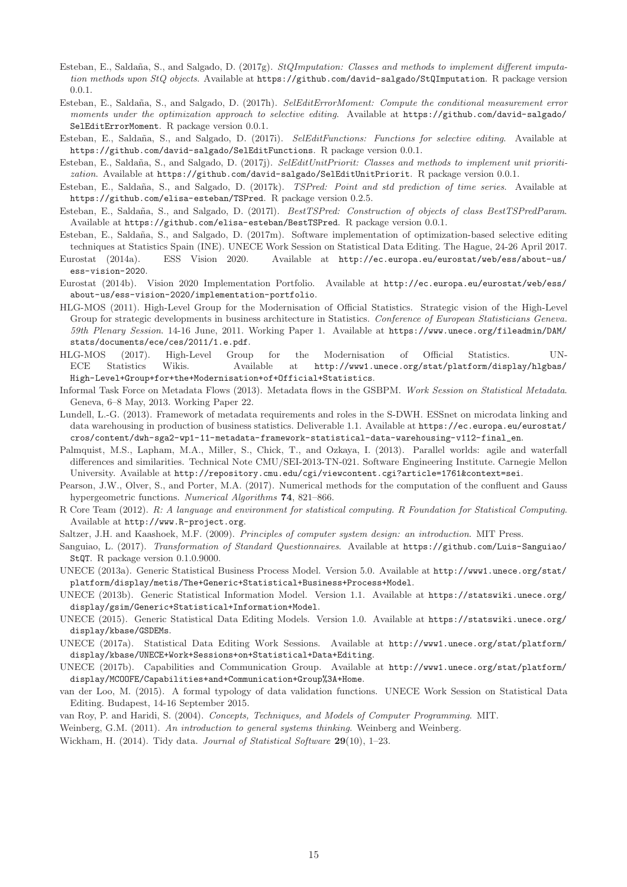Esteban, E., Saldaña, S., and Salgado, D. (2017g). *StQImputation: Classes and methods to implement different imputation methods upon StQ objects*. Available at https://github.com/david-salgado/StQImputation. R package version 0.0.1.

Esteban, E., Saldaña, S., and Salgado, D. (2017h). *SelEditErrorMoment: Compute the conditional measurement error moments under the optimization approach to selective editing*. Available at https://github.com/david-salgado/SelEditErrorMoment. R package version 0.0.1.

Esteban, E., Saldaña, S., and Salgado, D. (2017i). *SelEditFunctions: Functions for selective editing*. Available at https://github.com/david-salgado/SelEditFunctions. R package version 0.0.1.

Esteban, E., Saldaña, S., and Salgado, D. (2017j). *SelEditUnitPriorit: Classes and methods to implement unit prioritization*. Available at https://github.com/david-salgado/SelEditUnitPriorit. R package version 0.0.1.

Esteban, E., Saldaña, S., and Salgado, D. (2017k). *TSPred: Point and std prediction of time series*. Available at https://github.com/elisa-esteban/TSPred. R package version 0.2.5.

Esteban, E., Saldaña, S., and Salgado, D. (2017l). *BestTSPred: Construction of objects of class BestTSPredParam*. Available at https://github.com/elisa-esteban/BestTSPred. R package version 0.0.1.

Esteban, E., Saldaña, S., and Salgado, D. (2017m). Software implementation of optimization-based selective editing techniques at Statistics Spain (INE). UNECE Work Session on Statistical Data Editing. The Hague, 24-26 April 2017.

Eurostat (2014a). ESS Vision 2020. Available at http://ec.europa.eu/eurostat/web/ess/about-us/ess-vision-2020.

Eurostat (2014b). Vision 2020 Implementation Portfolio. Available at http://ec.europa.eu/eurostat/web/ess/about-us/ess-vision-2020/implementation-portfolio.

HLG-MOS (2011). High-Level Group for the Modernisation of Official Statistics. Strategic vision of the High-Level Group for strategic developments in business architecture in Statistics. *Conference of European Statisticians Geneva. 59th Plenary Session*. 14-16 June, 2011. Working Paper 1. Available at https://www.unece.org/fileadmin/DAM/stats/documents/ece/ces/2011/1.e.pdf.

HLG-MOS (2017). High-Level Group for the Modernisation of Official Statistics. UNECE Statistics Wikis. Available at http://www1.unece.org/stat/platform/display/hlgbas/High-Level+Group+for+the+Modernisation+of+Official+Statistics.

Informal Task Force on Metadata Flows (2013). Metadata flows in the GSBPM. *Work Session on Statistical Metadata*. Geneva, 6–8 May, 2013. Working Paper 22.

Lundell, L.-G. (2013). Framework of metadata requirements and roles in the S-DWH. ESSnet on microdata linking and data warehousing in production of business statistics. Deliverable 1.1. Available at https://ec.europa.eu/eurostat/cros/content/dwh-sga2-wp1-11-metadata-framework-statistical-data-warehousing-v112-final_en.

Palmquist, M.S., Lapham, M.A., Miller, S., Chick, T., and Ozkaya, I. (2013). Parallel worlds: agile and waterfall differences and similarities. Technical Note CMU/SEI-2013-TN-021. Software Engineering Institute. Carnegie Mellon University. Available at http://repository.cmu.edu/cgi/viewcontent.cgi?article=1761&context=sei.

Pearson, J.W., Olver, S., and Porter, M.A. (2017). Numerical methods for the computation of the confluent and Gauss hypergeometric functions. *Numerical Algorithms* **74**, 821–866.

R Core Team (2012). *R: A language and environment for statistical computing. R Foundation for Statistical Computing*. Available at http://www.R-project.org.

Saltzer, J.H. and Kaashoek, M.F. (2009). *Principles of computer system design: an introduction*. MIT Press.

Sanguiao, L. (2017). *Transformation of Standard Questionnaires*. Available at https://github.com/Luis-Sanguiao/StQT. R package version 0.1.0.9000.

UNECE (2013a). Generic Statistical Business Process Model. Version 5.0. Available at http://www1.unece.org/stat/platform/display/metis/The+Generic+Statistical+Business+Process+Model.

UNECE (2013b). Generic Statistical Information Model. Version 1.1. Available at https://statswiki.unece.org/display/gsim/Generic+Statistical+Information+Model.

UNECE (2015). Generic Statistical Data Editing Models. Version 1.0. Available at https://statswiki.unece.org/display/kbase/GSDEMs.

UNECE (2017a). Statistical Data Editing Work Sessions. Available at http://www1.unece.org/stat/platform/display/kbase/UNECE+Work+Sessions+on+Statistical+Data+Editing.

UNECE (2017b). Capabilities and Communication Group. Available at http://www1.unece.org/stat/platform/display/MCOOFE/Capabilities+and+Communication+Group%3A+Home.

van der Loo, M. (2015). A formal typology of data validation functions. UNECE Work Session on Statistical Data Editing. Budapest, 14-16 September 2015.

van Roy, P. and Haridi, S. (2004). *Concepts, Techniques, and Models of Computer Programming*. MIT.

Weinberg, G.M. (2011). *An introduction to general systems thinking*. Weinberg and Weinberg.

Wickham, H. (2014). Tidy data. *Journal of Statistical Software* **29**(10), 1–23.